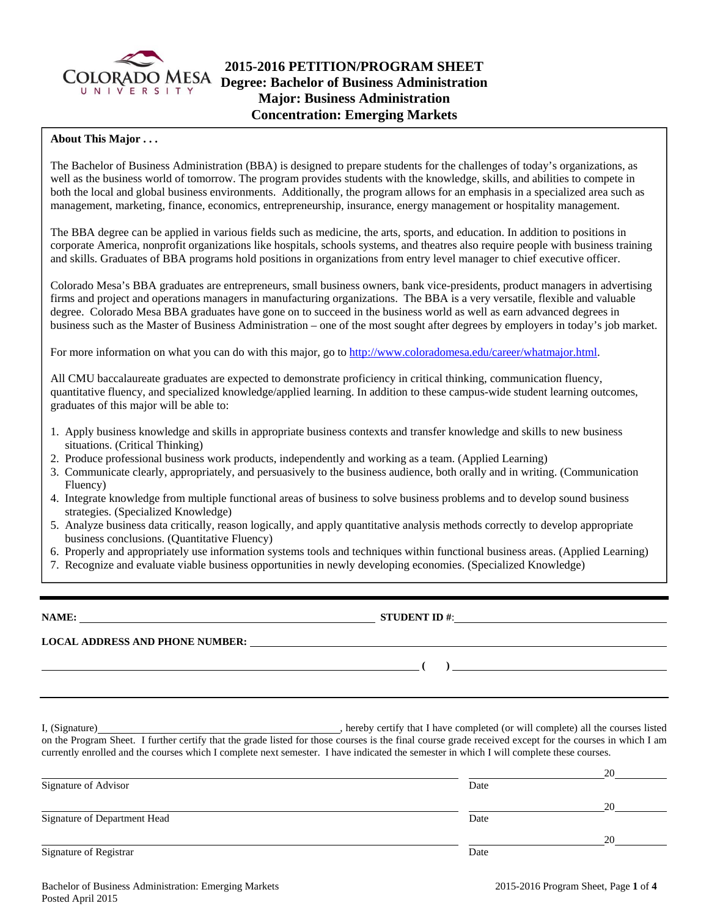# 2015-2016 PETITION/PROGRAM SHEET
## Degree: Bachelor of Business Administration
## Major: Business Administration
## Concentration: Emerging Markets

**About This Major . . .**

The Bachelor of Business Administration (BBA) is designed to prepare students for the challenges of today's organizations, as well as the business world of tomorrow. The program provides students with the knowledge, skills, and abilities to compete in both the local and global business environments. Additionally, the program allows for an emphasis in a specialized area such as management, marketing, finance, economics, entrepreneurship, insurance, energy management or hospitality management.

The BBA degree can be applied in various fields such as medicine, the arts, sports, and education. In addition to positions in corporate America, nonprofit organizations like hospitals, schools systems, and theatres also require people with business training and skills. Graduates of BBA programs hold positions in organizations from entry level manager to chief executive officer.

Colorado Mesa's BBA graduates are entrepreneurs, small business owners, bank vice-presidents, product managers in advertising firms and project and operations managers in manufacturing organizations. The BBA is a very versatile, flexible and valuable degree. Colorado Mesa BBA graduates have gone on to succeed in the business world as well as earn advanced degrees in business such as the Master of Business Administration – one of the most sought after degrees by employers in today's job market.

For more information on what you can do with this major, go to http://www.coloradomesa.edu/career/whatmajor.html.

All CMU baccalaureate graduates are expected to demonstrate proficiency in critical thinking, communication fluency, quantitative fluency, and specialized knowledge/applied learning. In addition to these campus-wide student learning outcomes, graduates of this major will be able to:

1. Apply business knowledge and skills in appropriate business contexts and transfer knowledge and skills to new business situations. (Critical Thinking)
2. Produce professional business work products, independently and working as a team. (Applied Learning)
3. Communicate clearly, appropriately, and persuasively to the business audience, both orally and in writing. (Communication Fluency)
4. Integrate knowledge from multiple functional areas of business to solve business problems and to develop sound business strategies. (Specialized Knowledge)
5. Analyze business data critically, reason logically, and apply quantitative analysis methods correctly to develop appropriate business conclusions. (Quantitative Fluency)
6. Properly and appropriately use information systems tools and techniques within functional business areas. (Applied Learning)
7. Recognize and evaluate viable business opportunities in newly developing economies. (Specialized Knowledge)

---

**NAME:** ______________________________ **STUDENT ID #**: ______________________________

**LOCAL ADDRESS AND PHONE NUMBER:** ______________________________

______________________________ **( )** ______________________________

---

I, (Signature) ______________________________, hereby certify that I have completed (or will complete) all the courses listed on the Program Sheet. I further certify that the grade listed for those courses is the final course grade received except for the courses in which I am currently enrolled and the courses which I complete next semester. I have indicated the semester in which I will complete these courses.

| | |
|---|---|
| Signature of Advisor | Date 20____ |
| Signature of Department Head | Date 20____ |
| Signature of Registrar | Date 20____ |

Bachelor of Business Administration: Emerging Markets
Posted April 2015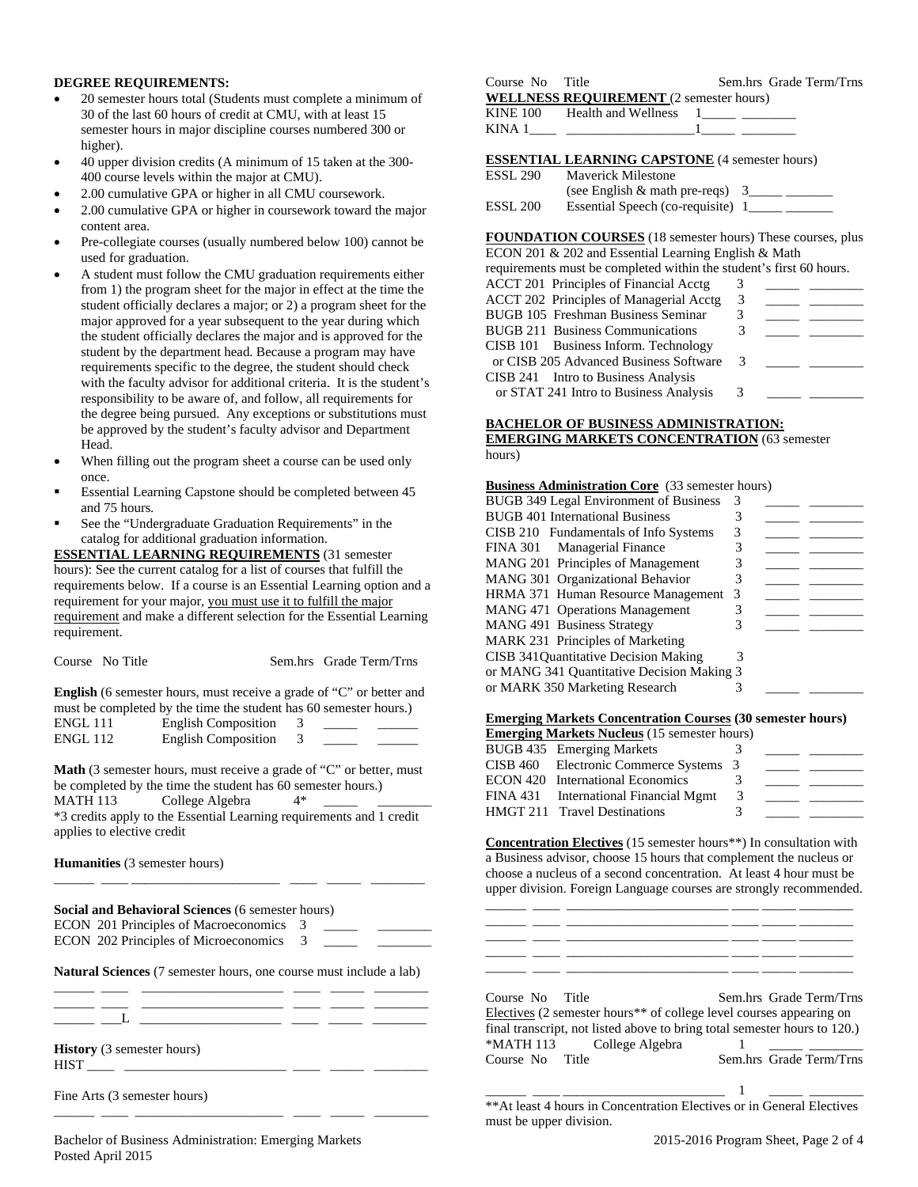**DEGREE REQUIREMENTS:**

- 20 semester hours total (Students must complete a minimum of 30 of the last 60 hours of credit at CMU, with at least 15 semester hours in major discipline courses numbered 300 or higher).
- 40 upper division credits (A minimum of 15 taken at the 300-400 course levels within the major at CMU).
- 2.00 cumulative GPA or higher in all CMU coursework.
- 2.00 cumulative GPA or higher in coursework toward the major content area.
- Pre-collegiate courses (usually numbered below 100) cannot be used for graduation.
- A student must follow the CMU graduation requirements either from 1) the program sheet for the major in effect at the time the student officially declares a major; or 2) a program sheet for the major approved for a year subsequent to the year during which the student officially declares the major and is approved for the student by the department head. Because a program may have requirements specific to the degree, the student should check with the faculty advisor for additional criteria. It is the student's responsibility to be aware of, and follow, all requirements for the degree being pursued. Any exceptions or substitutions must be approved by the student's faculty advisor and Department Head.
- When filling out the program sheet a course can be used only once.
- Essential Learning Capstone should be completed between 45 and 75 hours.
- See the "Undergraduate Graduation Requirements" in the catalog for additional graduation information.

**ESSENTIAL LEARNING REQUIREMENTS** (31 semester hours): See the current catalog for a list of courses that fulfill the requirements below. If a course is an Essential Learning option and a requirement for your major, you must use it to fulfill the major requirement and make a different selection for the Essential Learning requirement.

| Course | No | Title | Sem.hrs | Grade | Term/Trns |
|---|---|---|---|---|---|

**English** (6 semester hours, must receive a grade of "C" or better and must be completed by the time the student has 60 semester hours.)

| Course | Title | Sem.hrs | Grade | Term/Trns |
|---|---|---|---|---|
| ENGL 111 | English Composition | 3 | _____ | ______ |
| ENGL 112 | English Composition | 3 | _____ | ______ |

**Math** (3 semester hours, must receive a grade of "C" or better, must be completed by the time the student has 60 semester hours.)

| Course | Title | Sem.hrs | Grade | Term/Trns |
|---|---|---|---|---|
| MATH 113 | College Algebra | 4* | _____ | ________ |

*3 credits apply to the Essential Learning requirements and 1 credit applies to elective credit

**Humanities** (3 semester hours)

______ ____ _____________________ ____ _____ ________

**Social and Behavioral Sciences** (6 semester hours)

| Course | Title | Sem.hrs | Grade | Term/Trns |
|---|---|---|---|---|
| ECON 201 | Principles of Macroeconomics | 3 | _____ | ________ |
| ECON 202 | Principles of Microeconomics | 3 | _____ | ________ |

**Natural Sciences** (7 semester hours, one course must include a lab)

______ ____ _____________________ ____ _____ ________
______ ____ _____________________ ____ _____ ________
______ ___L _____________________ ____ _____ ________

**History** (3 semester hours)

HIST ____ ________________________ ____ _____ ________

Fine Arts (3 semester hours)

______ ____ _____________________ ____ _____ ________

| Course No | Title | Sem.hrs | Grade | Term/Trns |
|---|---|---|---|---|

**WELLNESS REQUIREMENT** (2 semester hours)

| Course | Title | Sem.hrs | Grade | Term/Trns |
|---|---|---|---|---|
| KINE 100 | Health and Wellness | 1 | _____ | ________ |
| KINA 1____ | ____________________ | 1 | _____ | ________ |

**ESSENTIAL LEARNING CAPSTONE** (4 semester hours)

| Course | Title | Sem.hrs | Grade | Term/Trns |
|---|---|---|---|---|
| ESSL 290 | Maverick Milestone (see English & math pre-reqs) | 3 | _____ | _______ |
| ESSL 200 | Essential Speech (co-requisite) | 1 | _____ | _______ |

**FOUNDATION COURSES** (18 semester hours) These courses, plus ECON 201 & 202 and Essential Learning English & Math requirements must be completed within the student's first 60 hours.

| Course | Title | Sem.hrs | Grade | Term/Trns |
|---|---|---|---|---|
| ACCT 201 | Principles of Financial Acctg | 3 | _____ | ________ |
| ACCT 202 | Principles of Managerial Acctg | 3 | _____ | ________ |
| BUGB 105 | Freshman Business Seminar | 3 | _____ | ________ |
| BUGB 211 | Business Communications | 3 | _____ | ________ |
| CISB 101 or CISB 205 | Business Inform. Technology or Advanced Business Software | 3 | _____ | ________ |
| CISB 241 or STAT 241 | Intro to Business Analysis or Intro to Business Analysis | 3 | _____ | ________ |

**BACHELOR OF BUSINESS ADMINISTRATION: EMERGING MARKETS CONCENTRATION** (63 semester hours)

**Business Administration Core** (33 semester hours)

| Course | Title | Sem.hrs | Grade | Term/Trns |
|---|---|---|---|---|
| BUGB 349 | Legal Environment of Business | 3 | _____ | ________ |
| BUGB 401 | International Business | 3 | _____ | ________ |
| CISB 210 | Fundamentals of Info Systems | 3 | _____ | ________ |
| FINA 301 | Managerial Finance | 3 | _____ | ________ |
| MANG 201 | Principles of Management | 3 | _____ | ________ |
| MANG 301 | Organizational Behavior | 3 | _____ | ________ |
| HRMA 371 | Human Resource Management | 3 | _____ | ________ |
| MANG 471 | Operations Management | 3 | _____ | ________ |
| MANG 491 | Business Strategy | 3 | _____ | ________ |
| MARK 231 | Principles of Marketing | | | |
| CISB 341 | Quantitative Decision Making | 3 | | |
| or MANG 341 | Quantitative Decision Making | 3 | | |
| or MARK 350 | Marketing Research | 3 | _____ | ________ |

**Emerging Markets Concentration Courses (30 semester hours)**

**Emerging Markets Nucleus** (15 semester hours)

| Course | Title | Sem.hrs | Grade | Term/Trns |
|---|---|---|---|---|
| BUGB 435 | Emerging Markets | 3 | _____ | ________ |
| CISB 460 | Electronic Commerce Systems | 3 | _____ | ________ |
| ECON 420 | International Economics | 3 | _____ | ________ |
| FINA 431 | International Financial Mgmt | 3 | _____ | ________ |
| HMGT 211 | Travel Destinations | 3 | _____ | ________ |

**Concentration Electives** (15 semester hours**) In consultation with a Business advisor, choose 15 hours that complement the nucleus or choose a nucleus of a second concentration. At least 4 hour must be upper division. Foreign Language courses are strongly recommended.

______ ____ ________________________ ____ _____ ________
______ ____ ________________________ ____ _____ ________
______ ____ ________________________ ____ _____ ________
______ ____ ________________________ ____ _____ ________
______ ____ ________________________ ____ _____ ________

| Course No | Title | Sem.hrs | Grade | Term/Trns |
|---|---|---|---|---|

Electives (2 semester hours** of college level courses appearing on final transcript, not listed above to bring total semester hours to 120.)

| Course No | Title | Sem.hrs | Grade | Term/Trns |
|---|---|---|---|---|
| *MATH 113 | College Algebra | 1 | _____ | ________ |
| ______ ____ | ________________________ | 1 | _____ | ________ |

**At least 4 hours in Concentration Electives or in General Electives must be upper division.

Bachelor of Business Administration: Emerging Markets
Posted April 2015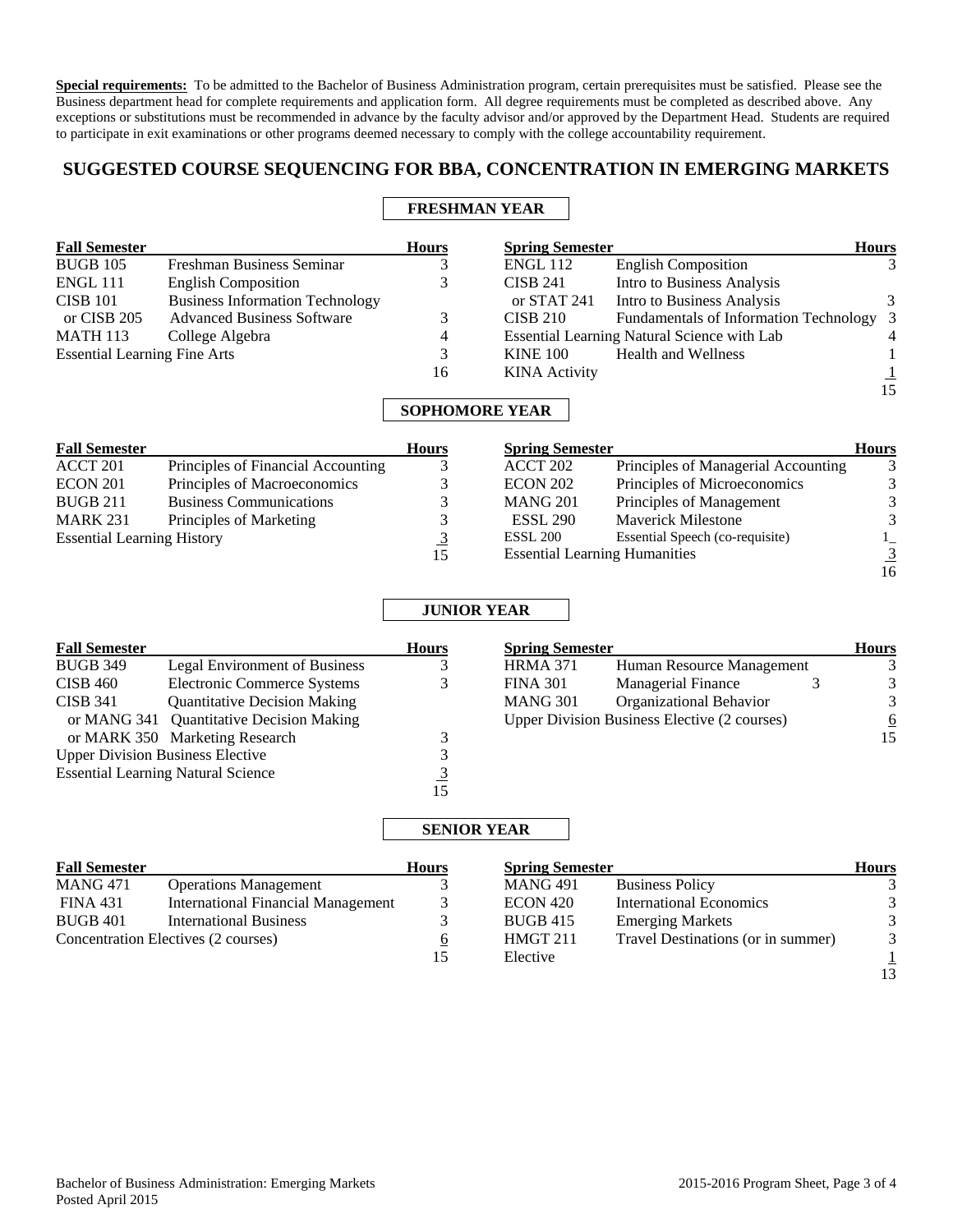**Special requirements:** To be admitted to the Bachelor of Business Administration program, certain prerequisites must be satisfied. Please see the Business department head for complete requirements and application form. All degree requirements must be completed as described above. Any exceptions or substitutions must be recommended in advance by the faculty advisor and/or approved by the Department Head. Students are required to participate in exit examinations or other programs deemed necessary to comply with the college accountability requirement.

## SUGGESTED COURSE SEQUENCING FOR BBA, CONCENTRATION IN EMERGING MARKETS

### FRESHMAN YEAR

| Fall Semester | | Hours |
|---|---|---|
| BUGB 105 | Freshman Business Seminar | 3 |
| ENGL 111 | English Composition | 3 |
| CISB 101 | Business Information Technology | |
| or CISB 205 | Advanced Business Software | 3 |
| MATH 113 | College Algebra | 4 |
| Essential Learning Fine Arts | | 3 |
| | | 16 |

| Spring Semester | | Hours |
|---|---|---|
| ENGL 112 | English Composition | 3 |
| CISB 241 | Intro to Business Analysis | |
| or STAT 241 | Intro to Business Analysis | 3 |
| CISB 210 | Fundamentals of Information Technology | 3 |
| Essential Learning Natural Science with Lab | | 4 |
| KINE 100 | Health and Wellness | 1 |
| KINA Activity | | 1 |
| | | 15 |

### SOPHOMORE YEAR

| Fall Semester | | Hours |
|---|---|---|
| ACCT 201 | Principles of Financial Accounting | 3 |
| ECON 201 | Principles of Macroeconomics | 3 |
| BUGB 211 | Business Communications | 3 |
| MARK 231 | Principles of Marketing | 3 |
| Essential Learning History | | 3 |
| | | 15 |

| Spring Semester | | Hours |
|---|---|---|
| ACCT 202 | Principles of Managerial Accounting | 3 |
| ECON 202 | Principles of Microeconomics | 3 |
| MANG 201 | Principles of Management | 3 |
| ESSL 290 | Maverick Milestone | 3 |
| ESSL 200 | Essential Speech (co-requisite) | 1 |
| Essential Learning Humanities | | 3 |
| | | 16 |

### JUNIOR YEAR

| Fall Semester | | Hours |
|---|---|---|
| BUGB 349 | Legal Environment of Business | 3 |
| CISB 460 | Electronic Commerce Systems | 3 |
| CISB 341 | Quantitative Decision Making | |
| or MANG 341 | Quantitative Decision Making | |
| or MARK 350 | Marketing Research | 3 |
| Upper Division Business Elective | | 3 |
| Essential Learning Natural Science | | 3 |
| | | 15 |

| Spring Semester | | Hours |
|---|---|---|
| HRMA 371 | Human Resource Management | 3 |
| FINA 301 | Managerial Finance | 3 |
| MANG 301 | Organizational Behavior | 3 |
| Upper Division Business Elective (2 courses) | | 6 |
| | | 15 |

### SENIOR YEAR

| Fall Semester | | Hours |
|---|---|---|
| MANG 471 | Operations Management | 3 |
| FINA 431 | International Financial Management | 3 |
| BUGB 401 | International Business | 3 |
| Concentration Electives (2 courses) | | 6 |
| | | 15 |

| Spring Semester | | Hours |
|---|---|---|
| MANG 491 | Business Policy | 3 |
| ECON 420 | International Economics | 3 |
| BUGB 415 | Emerging Markets | 3 |
| HMGT 211 | Travel Destinations (or in summer) | 3 |
| Elective | | 1 |
| | | 13 |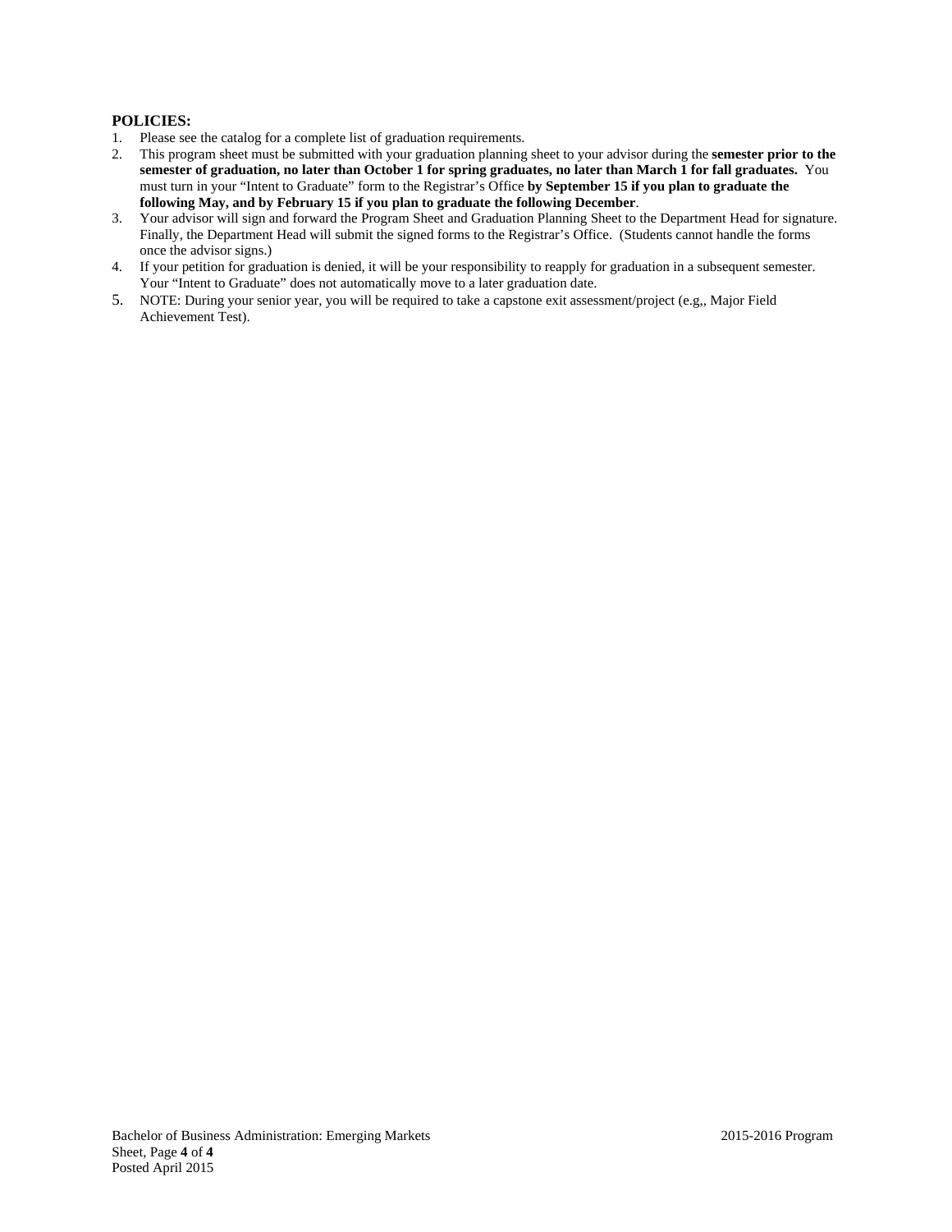**POLICIES:**

1. Please see the catalog for a complete list of graduation requirements.
2. This program sheet must be submitted with your graduation planning sheet to your advisor during the **semester prior to the semester of graduation, no later than October 1 for spring graduates, no later than March 1 for fall graduates.** You must turn in your "Intent to Graduate" form to the Registrar's Office **by September 15 if you plan to graduate the following May, and by February 15 if you plan to graduate the following December**.
3. Your advisor will sign and forward the Program Sheet and Graduation Planning Sheet to the Department Head for signature. Finally, the Department Head will submit the signed forms to the Registrar's Office. (Students cannot handle the forms once the advisor signs.)
4. If your petition for graduation is denied, it will be your responsibility to reapply for graduation in a subsequent semester. Your "Intent to Graduate" does not automatically move to a later graduation date.
5. NOTE: During your senior year, you will be required to take a capstone exit assessment/project (e.g,, Major Field Achievement Test).